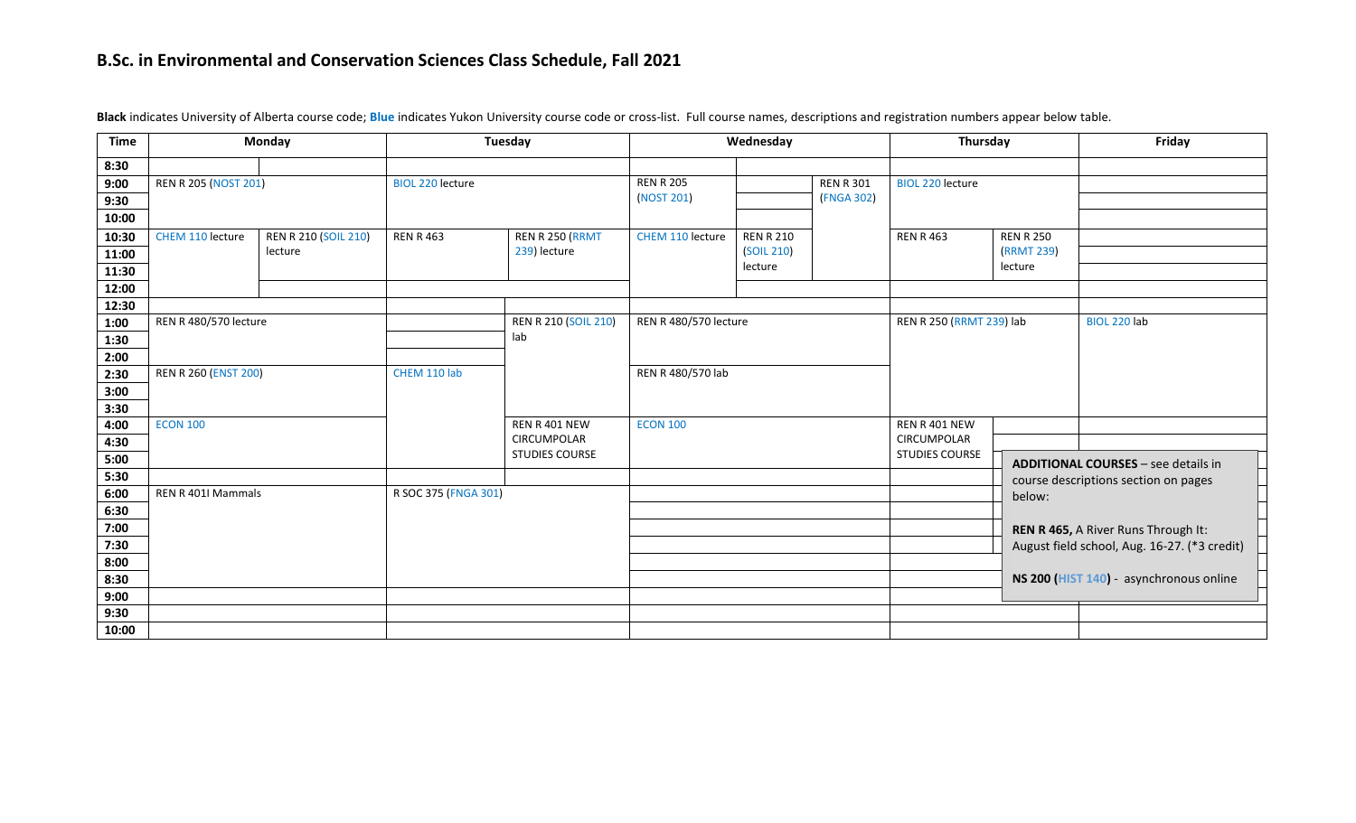# B.Sc. in Environmental and Conservation Sciences Class Schedule, Fall 2021

**Black** indicates University of Alberta course code; **Blue** indicates Yukon University course code or cross-list. Full course names, descriptions and registration numbers appear below table.

| Time | Monday | | Tuesday | | Wednesday | | | Thursday | | Friday |
|---|---|---|---|---|---|---|---|---|---|---|
| 8:30 | | | | | | | | | | |
| 9:00 | REN R 205 (NOST 201) | | BIOL 220 lecture | | REN R 205 (NOST 201) | | REN R 301 (FNGA 302) | BIOL 220 lecture | | |
| 9:30 | | | | | | | | | | |
| 10:00 | | | | | | | | | | |
| 10:30 | CHEM 110 lecture | REN R 210 (SOIL 210) lecture | REN R 463 | REN R 250 (RRMT 239) lecture | CHEM 110 lecture | REN R 210 (SOIL 210) lecture | | REN R 463 | REN R 250 (RRMT 239) lecture | |
| 11:00 | | | | | | | | | | |
| 11:30 | | | | | | | | | | |
| 12:00 | | | | | | | | | | |
| 12:30 | | | | | | | | | | |
| 1:00 | REN R 480/570 lecture | | | REN R 210 (SOIL 210) lab | REN R 480/570 lecture | | | REN R 250 (RRMT 239) lab | | BIOL 220 lab |
| 1:30 | | | | | | | | | | |
| 2:00 | | | | | | | | | | |
| 2:30 | REN R 260 (ENST 200) | | CHEM 110 lab | | REN R 480/570 lab | | | | | |
| 3:00 | | | | | | | | | | |
| 3:30 | | | | | | | | | | |
| 4:00 | ECON 100 | | | REN R 401 NEW CIRCUMPOLAR STUDIES COURSE | ECON 100 | | | REN R 401 NEW CIRCUMPOLAR STUDIES COURSE | | |
| 4:30 | | | | | | | | | | |
| 5:00 | | | | | | | | | | |
| 5:30 | | | | | | | | | | |
| 6:00 | REN R 401I Mammals | | R SOC 375 (FNGA 301) | | | | | | | |
| 6:30 | | | | | | | | | | |
| 7:00 | | | | | | | | | | |
| 7:30 | | | | | | | | | | |
| 8:00 | | | | | | | | | | |
| 8:30 | | | | | | | | | | |
| 9:00 | | | | | | | | | | |
| 9:30 | | | | | | | | | | |
| 10:00 | | | | | | | | | | |

**ADDITIONAL COURSES** – see details in course descriptions section on pages below:

**REN R 465,** A River Runs Through It: August field school, Aug. 16-27. (*3 credit)

**NS 200 (HIST 140)** - asynchronous online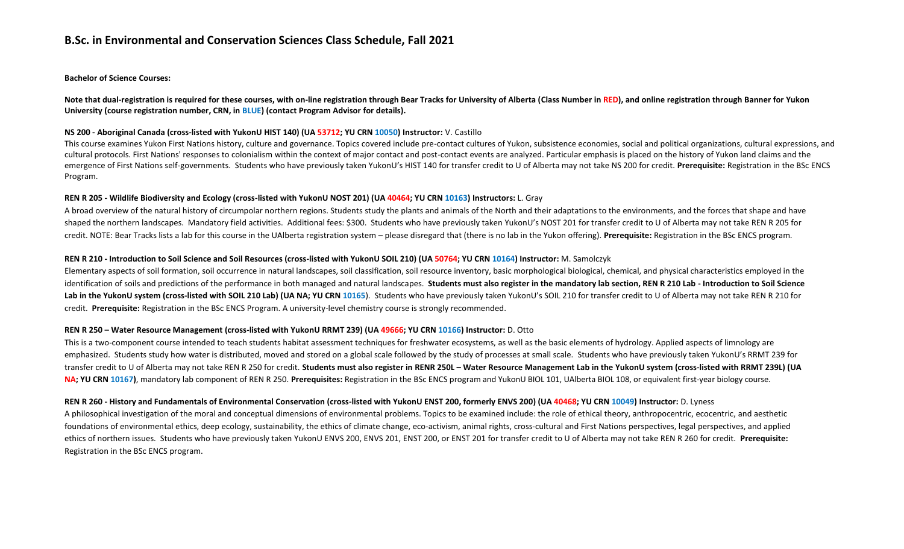# B.Sc. in Environmental and Conservation Sciences Class Schedule, Fall 2021

**Bachelor of Science Courses:**

**Note that dual-registration is required for these courses, with on-line registration through Bear Tracks for University of Alberta (Class Number in RED), and online registration through Banner for Yukon University (course registration number, CRN, in BLUE) (contact Program Advisor for details).**

**NS 200 - Aboriginal Canada (cross-listed with YukonU HIST 140) (UA 53712; YU CRN 10050) Instructor:** V. Castillo

This course examines Yukon First Nations history, culture and governance. Topics covered include pre-contact cultures of Yukon, subsistence economies, social and political organizations, cultural expressions, and cultural protocols. First Nations' responses to colonialism within the context of major contact and post-contact events are analyzed. Particular emphasis is placed on the history of Yukon land claims and the emergence of First Nations self-governments. Students who have previously taken YukonU's HIST 140 for transfer credit to U of Alberta may not take NS 200 for credit. **Prerequisite:** Registration in the BSc ENCS Program.

**REN R 205 - Wildlife Biodiversity and Ecology (cross-listed with YukonU NOST 201) (UA 40464; YU CRN 10163) Instructors:** L. Gray

A broad overview of the natural history of circumpolar northern regions. Students study the plants and animals of the North and their adaptations to the environments, and the forces that shape and have shaped the northern landscapes. Mandatory field activities. Additional fees: $300. Students who have previously taken YukonU's NOST 201 for transfer credit to U of Alberta may not take REN R 205 for credit. NOTE: Bear Tracks lists a lab for this course in the UAlberta registration system – please disregard that (there is no lab in the Yukon offering). **Prerequisite:** Registration in the BSc ENCS program.

**REN R 210 - Introduction to Soil Science and Soil Resources (cross-listed with YukonU SOIL 210) (UA 50764; YU CRN 10164) Instructor:** M. Samolczyk

Elementary aspects of soil formation, soil occurrence in natural landscapes, soil classification, soil resource inventory, basic morphological biological, chemical, and physical characteristics employed in the identification of soils and predictions of the performance in both managed and natural landscapes. **Students must also register in the mandatory lab section, REN R 210 Lab - Introduction to Soil Science Lab in the YukonU system (cross-listed with SOIL 210 Lab) (UA NA; YU CRN 10165**). Students who have previously taken YukonU's SOIL 210 for transfer credit to U of Alberta may not take REN R 210 for credit. **Prerequisite:** Registration in the BSc ENCS Program. A university-level chemistry course is strongly recommended.

**REN R 250 – Water Resource Management (cross-listed with YukonU RRMT 239) (UA 49666; YU CRN 10166) Instructor:** D. Otto

This is a two-component course intended to teach students habitat assessment techniques for freshwater ecosystems, as well as the basic elements of hydrology. Applied aspects of limnology are emphasized. Students study how water is distributed, moved and stored on a global scale followed by the study of processes at small scale. Students who have previously taken YukonU's RRMT 239 for transfer credit to U of Alberta may not take REN R 250 for credit. **Students must also register in RENR 250L – Water Resource Management Lab in the YukonU system (cross-listed with RRMT 239L) (UA NA; YU CRN 10167)**, mandatory lab component of REN R 250. **Prerequisites:** Registration in the BSc ENCS program and YukonU BIOL 101, UAlberta BIOL 108, or equivalent first-year biology course.

**REN R 260 - History and Fundamentals of Environmental Conservation (cross-listed with YukonU ENST 200, formerly ENVS 200) (UA 40468; YU CRN 10049) Instructor:** D. Lyness

A philosophical investigation of the moral and conceptual dimensions of environmental problems. Topics to be examined include: the role of ethical theory, anthropocentric, ecocentric, and aesthetic foundations of environmental ethics, deep ecology, sustainability, the ethics of climate change, eco-activism, animal rights, cross-cultural and First Nations perspectives, legal perspectives, and applied ethics of northern issues. Students who have previously taken YukonU ENVS 200, ENVS 201, ENST 200, or ENST 201 for transfer credit to U of Alberta may not take REN R 260 for credit. **Prerequisite:** Registration in the BSc ENCS program.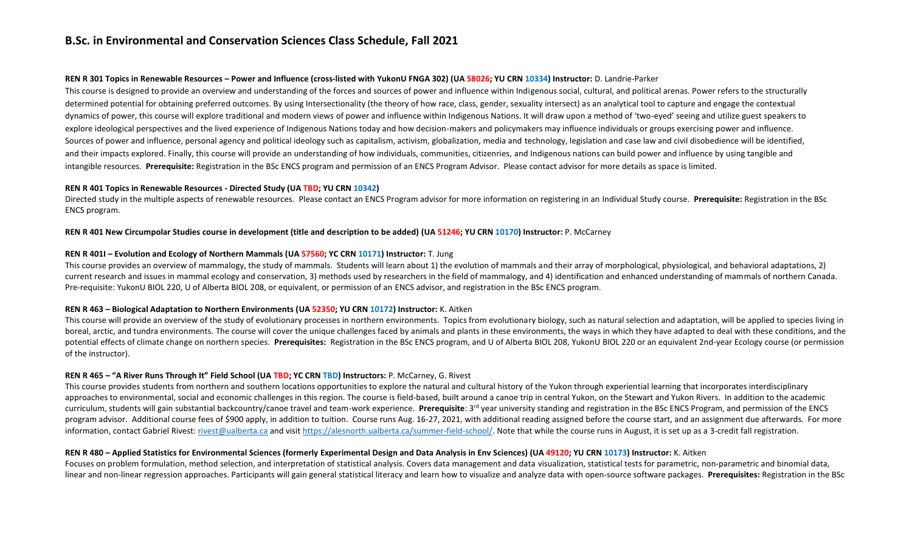## B.Sc. in Environmental and Conservation Sciences Class Schedule, Fall 2021

**REN R 301 Topics in Renewable Resources – Power and Influence (cross-listed with YukonU FNGA 302) (UA 58026; YU CRN 10334) Instructor:** D. Landrie-Parker

This course is designed to provide an overview and understanding of the forces and sources of power and influence within Indigenous social, cultural, and political arenas. Power refers to the structurally determined potential for obtaining preferred outcomes. By using Intersectionality (the theory of how race, class, gender, sexuality intersect) as an analytical tool to capture and engage the contextual dynamics of power, this course will explore traditional and modern views of power and influence within Indigenous Nations. It will draw upon a method of 'two-eyed' seeing and utilize guest speakers to explore ideological perspectives and the lived experience of Indigenous Nations today and how decision-makers and policymakers may influence individuals or groups exercising power and influence. Sources of power and influence, personal agency and political ideology such as capitalism, activism, globalization, media and technology, legislation and case law and civil disobedience will be identified, and their impacts explored. Finally, this course will provide an understanding of how individuals, communities, citizenries, and Indigenous nations can build power and influence by using tangible and intangible resources. **Prerequisite:** Registration in the BSc ENCS program and permission of an ENCS Program Advisor. Please contact advisor for more details as space is limited.

**REN R 401 Topics in Renewable Resources - Directed Study (UA TBD; YU CRN 10342)**

Directed study in the multiple aspects of renewable resources. Please contact an ENCS Program advisor for more information on registering in an Individual Study course. **Prerequisite:** Registration in the BSc ENCS program.

**REN R 401 New Circumpolar Studies course in development (title and description to be added) (UA 51246; YU CRN 10170) Instructor:** P. McCarney

**REN R 401I – Evolution and Ecology of Northern Mammals (UA 57560; YC CRN 10171) Instructor:** T. Jung

This course provides an overview of mammalogy, the study of mammals. Students will learn about 1) the evolution of mammals and their array of morphological, physiological, and behavioral adaptations, 2) current research and issues in mammal ecology and conservation, 3) methods used by researchers in the field of mammalogy, and 4) identification and enhanced understanding of mammals of northern Canada. Pre-requisite: YukonU BIOL 220, U of Alberta BIOL 208, or equivalent, or permission of an ENCS advisor, and registration in the BSc ENCS program.

**REN R 463 – Biological Adaptation to Northern Environments (UA 52350; YU CRN 10172) Instructor:** K. Aitken

This course will provide an overview of the study of evolutionary processes in northern environments. Topics from evolutionary biology, such as natural selection and adaptation, will be applied to species living in boreal, arctic, and tundra environments. The course will cover the unique challenges faced by animals and plants in these environments, the ways in which they have adapted to deal with these conditions, and the potential effects of climate change on northern species. **Prerequisites:** Registration in the BSc ENCS program, and U of Alberta BIOL 208, YukonU BIOL 220 or an equivalent 2nd-year Ecology course (or permission of the instructor).

**REN R 465 – "A River Runs Through It" Field School (UA TBD; YC CRN TBD) Instructors:** P. McCarney, G. Rivest

This course provides students from northern and southern locations opportunities to explore the natural and cultural history of the Yukon through experiential learning that incorporates interdisciplinary approaches to environmental, social and economic challenges in this region. The course is field-based, built around a canoe trip in central Yukon, on the Stewart and Yukon Rivers. In addition to the academic curriculum, students will gain substantial backcountry/canoe travel and team-work experience. **Prerequisite**: 3rd year university standing and registration in the BSc ENCS Program, and permission of the ENCS program advisor. Additional course fees of $900 apply, in addition to tuition. Course runs Aug. 16-27, 2021, with additional reading assigned before the course start, and an assignment due afterwards. For more information, contact Gabriel Rivest: rivest@ualberta.ca and visit https://alesnorth.ualberta.ca/summer-field-school/. Note that while the course runs in August, it is set up as a 3-credit fall registration.

**REN R 480 – Applied Statistics for Environmental Sciences (formerly Experimental Design and Data Analysis in Env Sciences) (UA 49120; YU CRN 10173) Instructor:** K. Aitken

Focuses on problem formulation, method selection, and interpretation of statistical analysis. Covers data management and data visualization, statistical tests for parametric, non-parametric and binomial data, linear and non-linear regression approaches. Participants will gain general statistical literacy and learn how to visualize and analyze data with open-source software packages. **Prerequisites:** Registration in the BSc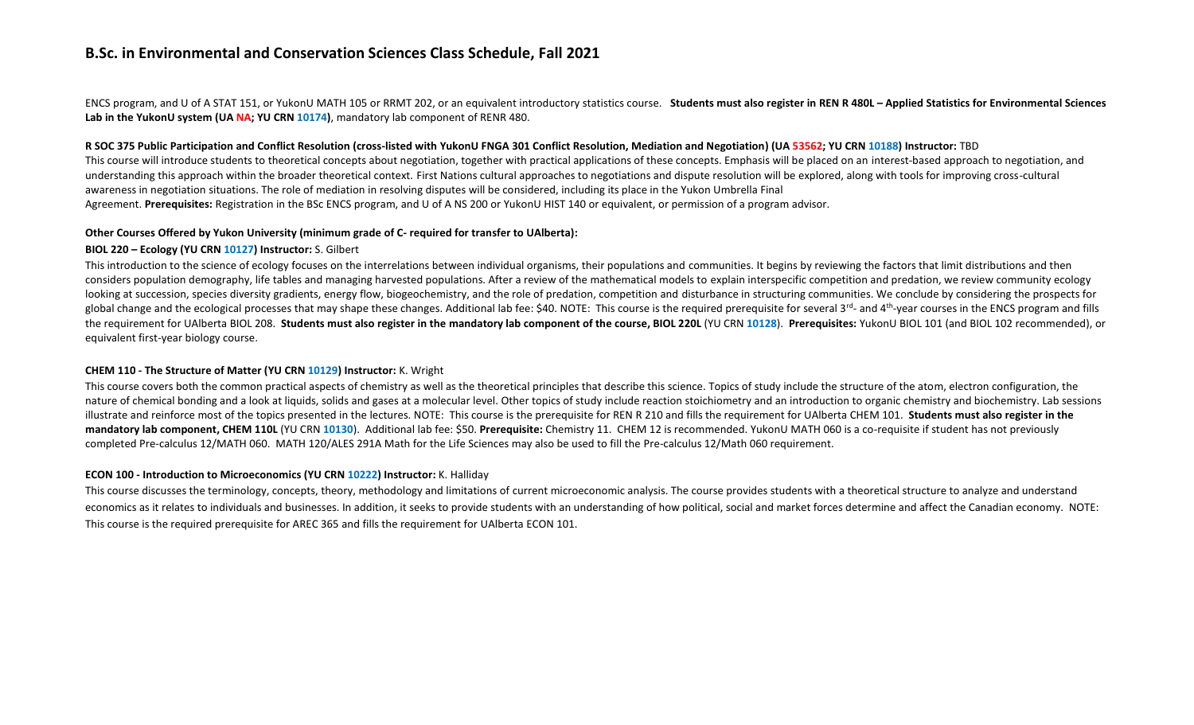## B.Sc. in Environmental and Conservation Sciences Class Schedule, Fall 2021

ENCS program, and U of A STAT 151, or YukonU MATH 105 or RRMT 202, or an equivalent introductory statistics course. **Students must also register in REN R 480L – Applied Statistics for Environmental Sciences Lab in the YukonU system (UA NA; YU CRN 10174)**, mandatory lab component of RENR 480.

**R SOC 375 Public Participation and Conflict Resolution (cross-listed with YukonU FNGA 301 Conflict Resolution, Mediation and Negotiation) (UA 53562; YU CRN 10188) Instructor:** TBD

This course will introduce students to theoretical concepts about negotiation, together with practical applications of these concepts. Emphasis will be placed on an interest-based approach to negotiation, and understanding this approach within the broader theoretical context. First Nations cultural approaches to negotiations and dispute resolution will be explored, along with tools for improving cross-cultural awareness in negotiation situations. The role of mediation in resolving disputes will be considered, including its place in the Yukon Umbrella Final Agreement. **Prerequisites:** Registration in the BSc ENCS program, and U of A NS 200 or YukonU HIST 140 or equivalent, or permission of a program advisor.

**Other Courses Offered by Yukon University (minimum grade of C- required for transfer to UAlberta):**

**BIOL 220 – Ecology (YU CRN 10127) Instructor:** S. Gilbert

This introduction to the science of ecology focuses on the interrelations between individual organisms, their populations and communities. It begins by reviewing the factors that limit distributions and then considers population demography, life tables and managing harvested populations. After a review of the mathematical models to explain interspecific competition and predation, we review community ecology looking at succession, species diversity gradients, energy flow, biogeochemistry, and the role of predation, competition and disturbance in structuring communities. We conclude by considering the prospects for global change and the ecological processes that may shape these changes. Additional lab fee: $40. NOTE: This course is the required prerequisite for several 3rd- and 4th-year courses in the ENCS program and fills the requirement for UAlberta BIOL 208. **Students must also register in the mandatory lab component of the course, BIOL 220L** (YU CRN **10128**). **Prerequisites:** YukonU BIOL 101 (and BIOL 102 recommended), or equivalent first-year biology course.

**CHEM 110 - The Structure of Matter (YU CRN 10129) Instructor:** K. Wright

This course covers both the common practical aspects of chemistry as well as the theoretical principles that describe this science. Topics of study include the structure of the atom, electron configuration, the nature of chemical bonding and a look at liquids, solids and gases at a molecular level. Other topics of study include reaction stoichiometry and an introduction to organic chemistry and biochemistry. Lab sessions illustrate and reinforce most of the topics presented in the lectures. NOTE: This course is the prerequisite for REN R 210 and fills the requirement for UAlberta CHEM 101. **Students must also register in the mandatory lab component, CHEM 110L** (YU CRN **10130**). Additional lab fee: $50. **Prerequisite:** Chemistry 11. CHEM 12 is recommended. YukonU MATH 060 is a co-requisite if student has not previously completed Pre-calculus 12/MATH 060. MATH 120/ALES 291A Math for the Life Sciences may also be used to fill the Pre-calculus 12/Math 060 requirement.

**ECON 100 - Introduction to Microeconomics (YU CRN 10222) Instructor:** K. Halliday

This course discusses the terminology, concepts, theory, methodology and limitations of current microeconomic analysis. The course provides students with a theoretical structure to analyze and understand economics as it relates to individuals and businesses. In addition, it seeks to provide students with an understanding of how political, social and market forces determine and affect the Canadian economy. NOTE: This course is the required prerequisite for AREC 365 and fills the requirement for UAlberta ECON 101.